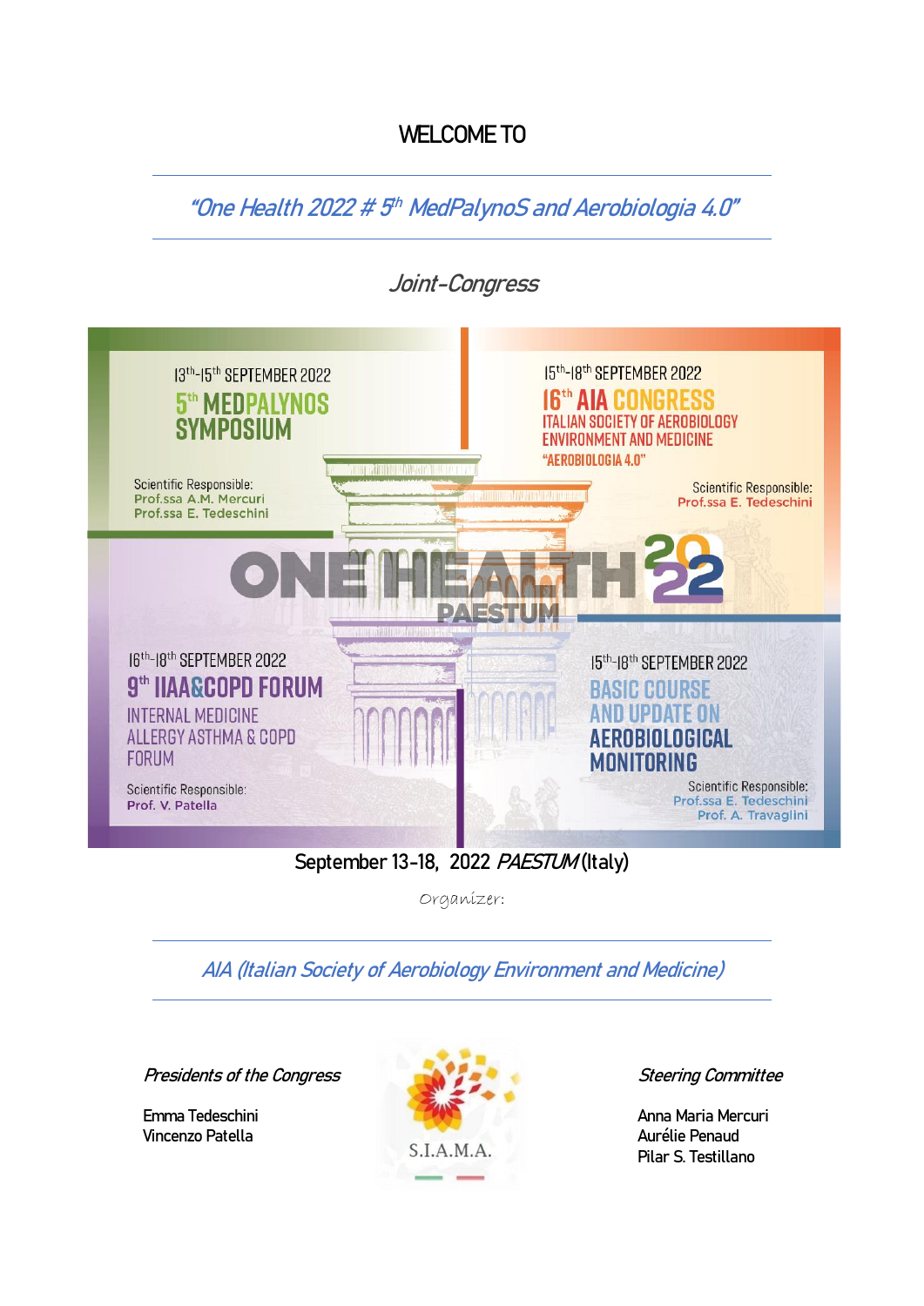# WELCOME TO

*"One Health 2022 # 5th MedPalynoS and Aerobiologia 4.0"*

*Joint-Congress*

13th-15th SEPTEMBER 2022

**5th MEDPALYNOS SYMPOSIUM**

Scientific Responsible:
Prof.ssa A.M. Mercuri
Prof.ssa E. Tedeschini

15th-18th SEPTEMBER 2022

**16th AIA CONGRESS**

ITALIAN SOCIETY OF AEROBIOLOGY ENVIRONMENT AND MEDICINE

"AEROBIOLOGIA 4.0"

Scientific Responsible:
Prof.ssa E. Tedeschini

**ONE HEALTH 2022**

**PAESTUM**

16th-18th SEPTEMBER 2022

**9th IIAA&COPD FORUM**

INTERNAL MEDICINE ALLERGY ASTHMA & COPD FORUM

Scientific Responsible:
Prof. V. Patella

15th-18th SEPTEMBER 2022

**BASIC COURSE AND UPDATE ON AEROBIOLOGICAL MONITORING**

Scientific Responsible:
Prof.ssa E. Tedeschini
Prof. A. Travaglini

September 13-18, 2022 *PAESTUM* (Italy)

Organizer:

*AIA (Italian Society of Aerobiology Environment and Medicine)*

*Presidents of the Congress*

Emma Tedeschini
Vincenzo Patella

S.I.A.M.A.

*Steering Committee*

Anna Maria Mercuri
Aurélie Penaud
Pilar S. Testillano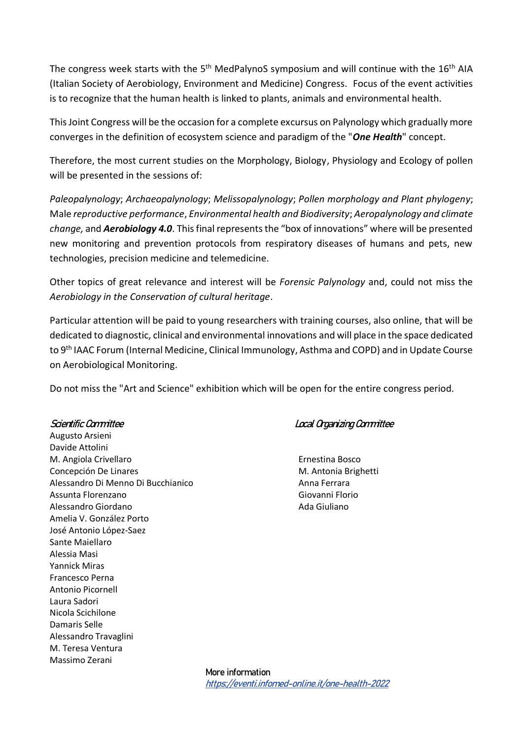The congress week starts with the 5th MedPalynoS symposium and will continue with the 16th AIA (Italian Society of Aerobiology, Environment and Medicine) Congress. Focus of the event activities is to recognize that the human health is linked to plants, animals and environmental health.

This Joint Congress will be the occasion for a complete excursus on Palynology which gradually more converges in the definition of ecosystem science and paradigm of the "***One Health***" concept.

Therefore, the most current studies on the Morphology, Biology, Physiology and Ecology of pollen will be presented in the sessions of:

*Paleopalynology*; *Archaeopalynology*; *Melissopalynology*; *Pollen morphology and Plant phylogeny*; Male *reproductive performance*, *Environmental health and Biodiversity*; *Aeropalynology and climate change,* and ***Aerobiology 4.0***. This final represents the "box of innovations" where will be presented new monitoring and prevention protocols from respiratory diseases of humans and pets, new technologies, precision medicine and telemedicine.

Other topics of great relevance and interest will be *Forensic Palynology* and, could not miss the *Aerobiology in the Conservation of cultural heritage*.

Particular attention will be paid to young researchers with training courses, also online, that will be dedicated to diagnostic, clinical and environmental innovations and will place in the space dedicated to 9th IAAC Forum (Internal Medicine, Clinical Immunology, Asthma and COPD) and in Update Course on Aerobiological Monitoring.

Do not miss the "Art and Science" exhibition which will be open for the entire congress period.

*Scientific Committee*

Augusto Arsieni
Davide Attolini
M. Angiola Crivellaro
Concepción De Linares
Alessandro Di Menno Di Bucchianico
Assunta Florenzano
Alessandro Giordano
Amelia V. González Porto
José Antonio López-Saez
Sante Maiellaro
Alessia Masi
Yannick Miras
Francesco Perna
Antonio Picornell
Laura Sadori
Nicola Scichilone
Damaris Selle
Alessandro Travaglini
M. Teresa Ventura
Massimo Zerani

*Local Organizing Committee*

Ernestina Bosco
M. Antonia Brighetti
Anna Ferrara
Giovanni Florio
Ada Giuliano

More information
https://eventi.infomed-online.it/one-health-2022